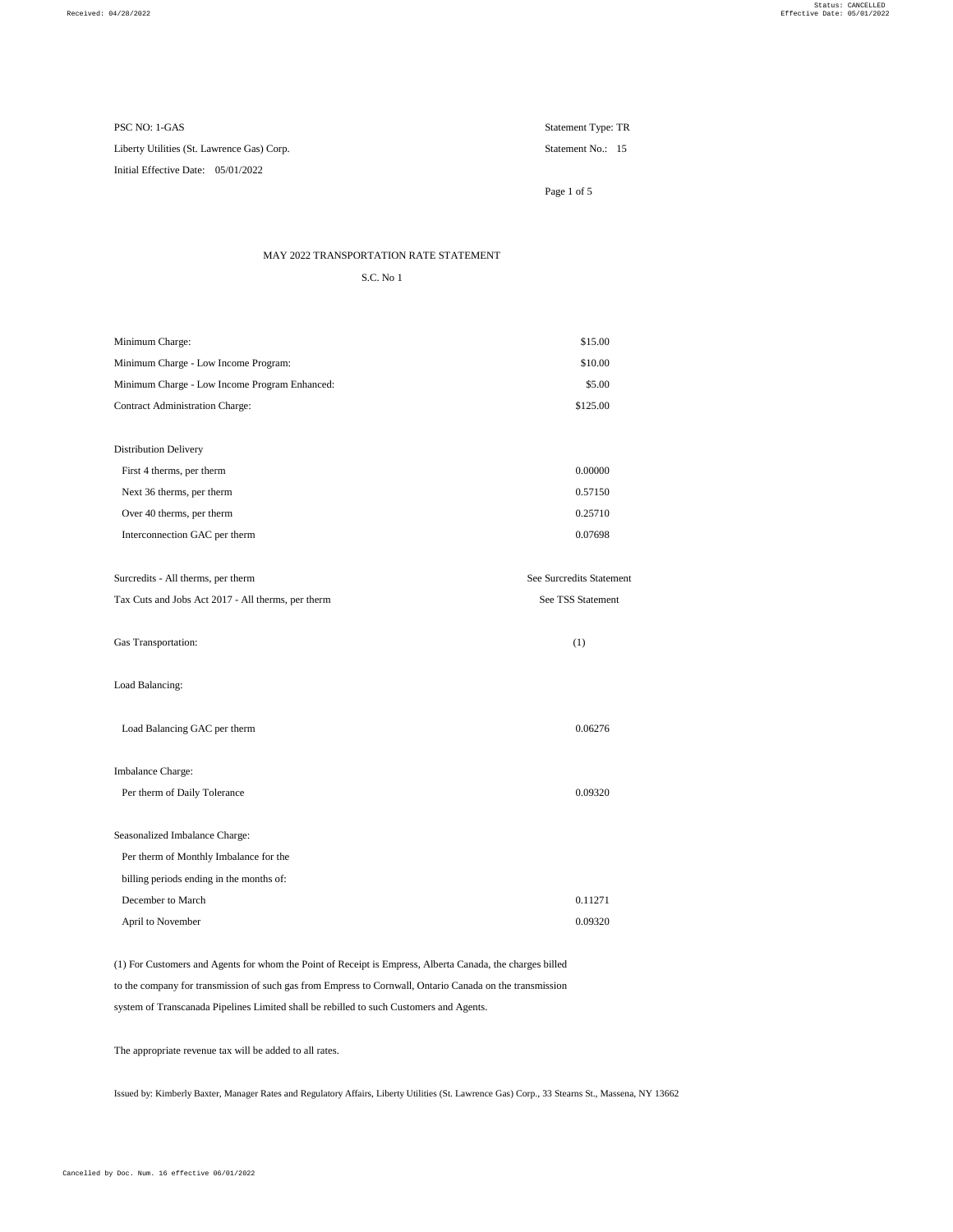PSC NO: 1-GAS | Statement Type: TR

Liberty Utilities (St. Lawrence Gas) Corp. | Statement No.: 15

Initial Effective Date: 05/01/2022

## MAY 2022 TRANSPORTATION RATE STATEMENT

S.C. No 1

| | |
|---|---|
| Minimum Charge: | $15.00 |
| Minimum Charge - Low Income Program: | $10.00 |
| Minimum Charge - Low Income Program Enhanced: | $5.00 |
| Contract Administration Charge: | $125.00 |
| | |
| Distribution Delivery | |
| First 4 therms, per therm | 0.00000 |
| Next 36 therms, per therm | 0.57150 |
| Over 40 therms, per therm | 0.25710 |
| Interconnection GAC per therm | 0.07698 |
| | |
| Surcredits - All therms, per therm | See Surcredits Statement |
| Tax Cuts and Jobs Act 2017 - All therms, per therm | See TSS Statement |
| | |
| Gas Transportation: | (1) |
| | |
| Load Balancing: | |
| Load Balancing GAC per therm | 0.06276 |
| | |
| Imbalance Charge: | |
| Per therm of Daily Tolerance | 0.09320 |
| | |
| Seasonalized Imbalance Charge: | |
| Per therm of Monthly Imbalance for the billing periods ending in the months of: | |
| December to March | 0.11271 |
| April to November | 0.09320 |

(1) For Customers and Agents for whom the Point of Receipt is Empress, Alberta Canada, the charges billed to the company for transmission of such gas from Empress to Cornwall, Ontario Canada on the transmission system of Transcanada Pipelines Limited shall be rebilled to such Customers and Agents.

The appropriate revenue tax will be added to all rates.

Issued by: Kimberly Baxter, Manager Rates and Regulatory Affairs, Liberty Utilities (St. Lawrence Gas) Corp., 33 Stearns St., Massena, NY 13662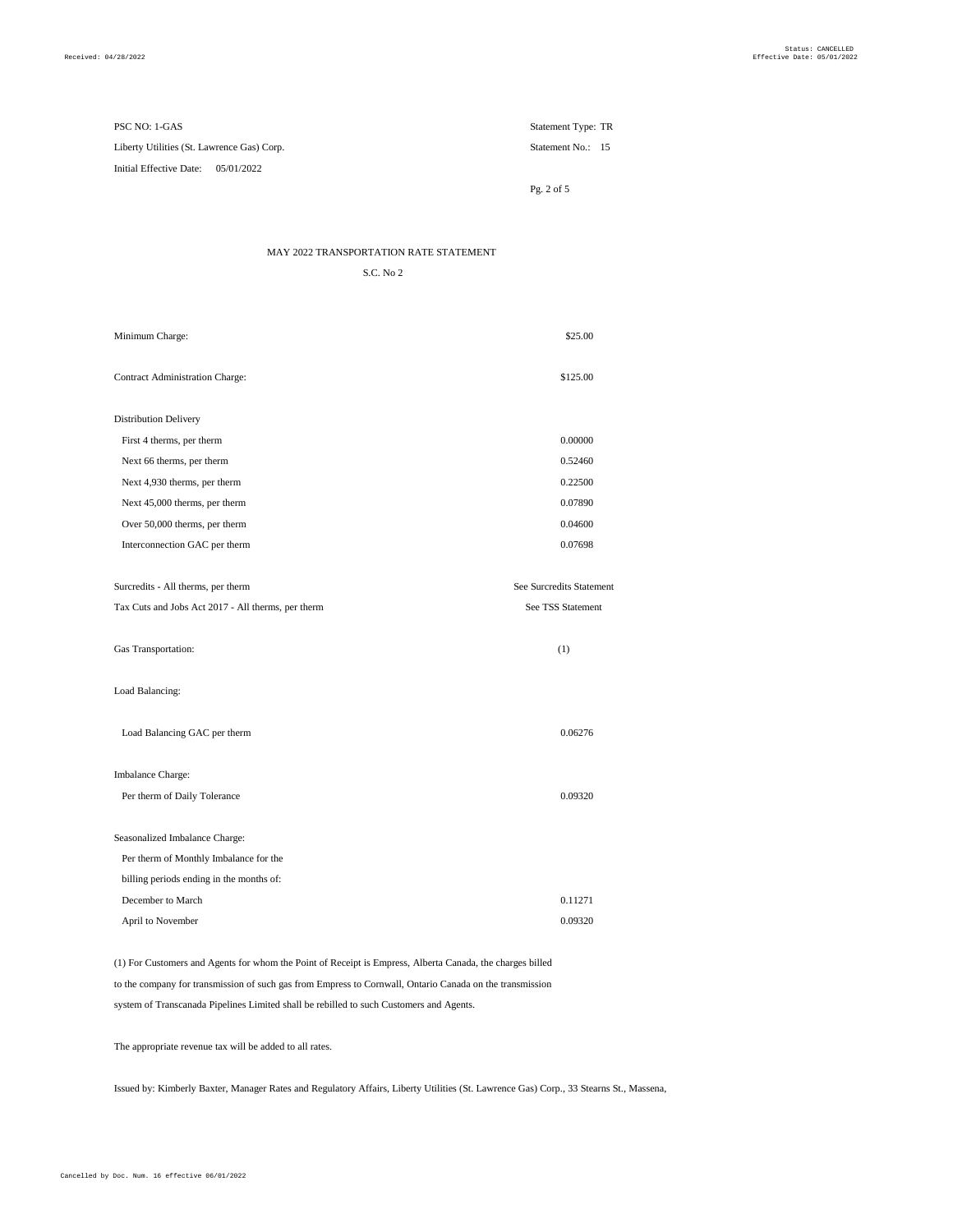PSC NO: 1-GAS Statement Type: TR

Liberty Utilities (St. Lawrence Gas) Corp. Statement No.: 15

Initial Effective Date: 05/01/2022

MAY 2022 TRANSPORTATION RATE STATEMENT

S.C. No 2

| | |
|---|---|
| Minimum Charge: | $25.00 |
| Contract Administration Charge: | $125.00 |
| Distribution Delivery | |
| First 4 therms, per therm | 0.00000 |
| Next 66 therms, per therm | 0.52460 |
| Next 4,930 therms, per therm | 0.22500 |
| Next 45,000 therms, per therm | 0.07890 |
| Over 50,000 therms, per therm | 0.04600 |
| Interconnection GAC per therm | 0.07698 |
| Surcredits - All therms, per therm | See Surcredits Statement |
| Tax Cuts and Jobs Act 2017 - All therms, per therm | See TSS Statement |
| Gas Transportation: | (1) |
| Load Balancing: | |
| Load Balancing GAC per therm | 0.06276 |
| Imbalance Charge: | |
| Per therm of Daily Tolerance | 0.09320 |
| Seasonalized Imbalance Charge: | |
| Per therm of Monthly Imbalance for the billing periods ending in the months of: | |
| December to March | 0.11271 |
| April to November | 0.09320 |

(1) For Customers and Agents for whom the Point of Receipt is Empress, Alberta Canada, the charges billed to the company for transmission of such gas from Empress to Cornwall, Ontario Canada on the transmission system of Transcanada Pipelines Limited shall be rebilled to such Customers and Agents.

The appropriate revenue tax will be added to all rates.

Issued by: Kimberly Baxter, Manager Rates and Regulatory Affairs, Liberty Utilities (St. Lawrence Gas) Corp., 33 Stearns St., Massena,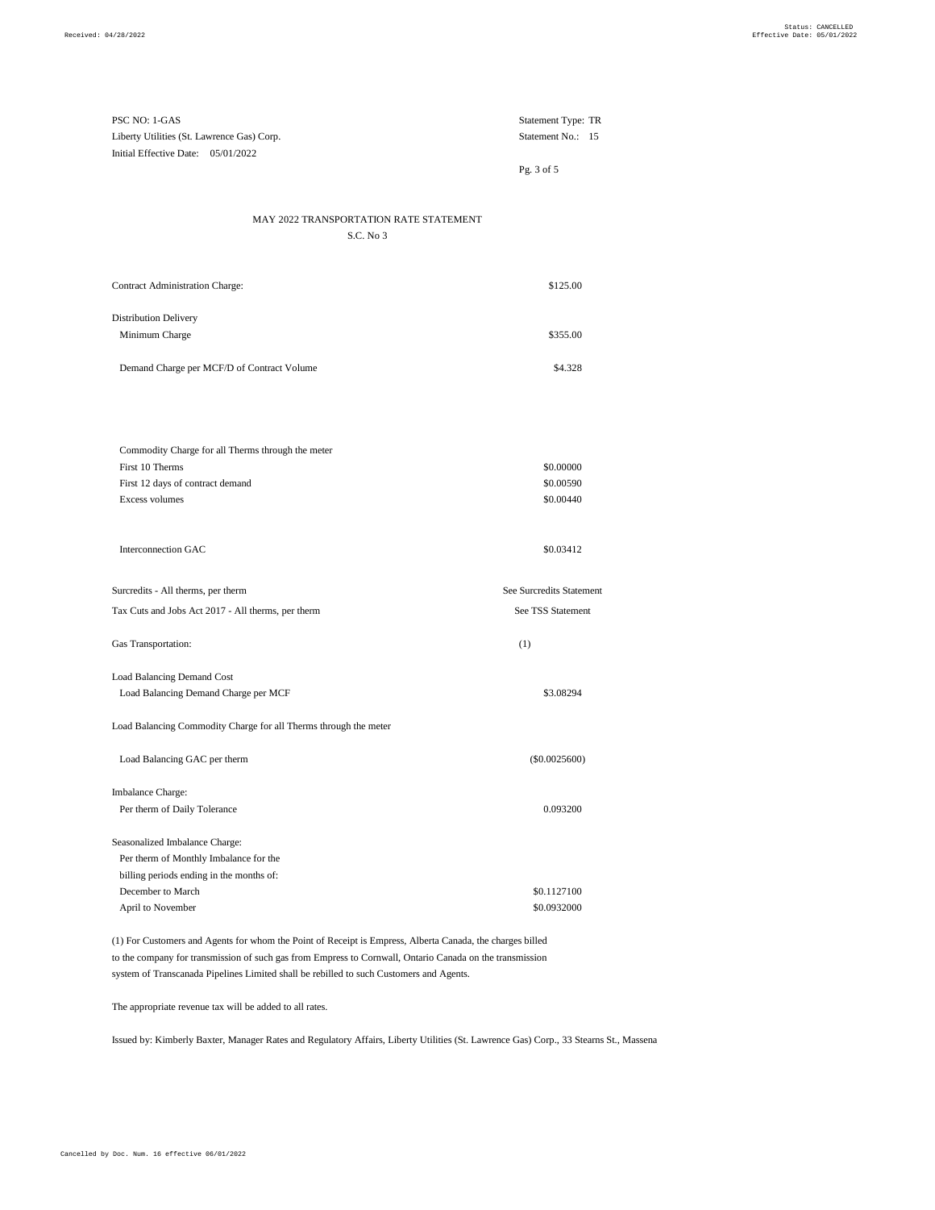PSC NO: 1-GAS
Liberty Utilities (St. Lawrence Gas) Corp.
Initial Effective Date: 05/01/2022

Statement Type: TR
Statement No.: 15

## MAY 2022 TRANSPORTATION RATE STATEMENT

### S.C. No 3

| | |
|---|---|
| Contract Administration Charge: | $125.00 |
| Distribution Delivery | |
| Minimum Charge | $355.00 |
| Demand Charge per MCF/D of Contract Volume | $4.328 |
| Commodity Charge for all Therms through the meter | |
| First 10 Therms | $0.00000 |
| First 12 days of contract demand | $0.00590 |
| Excess volumes | $0.00440 |
| Interconnection GAC | $0.03412 |
| Surcredits - All therms, per therm | See Surcredits Statement |
| Tax Cuts and Jobs Act 2017 - All therms, per therm | See TSS Statement |
| Gas Transportation: | (1) |
| Load Balancing Demand Cost | |
| Load Balancing Demand Charge per MCF | $3.08294 |
| Load Balancing Commodity Charge for all Therms through the meter | |
| Load Balancing GAC per therm | ($0.0025600) |
| Imbalance Charge: | |
| Per therm of Daily Tolerance | 0.093200 |
| Seasonalized Imbalance Charge: | |
| Per therm of Monthly Imbalance for the billing periods ending in the months of: | |
| December to March | $0.1127100 |
| April to November | $0.0932000 |

(1) For Customers and Agents for whom the Point of Receipt is Empress, Alberta Canada, the charges billed to the company for transmission of such gas from Empress to Cornwall, Ontario Canada on the transmission system of Transcanada Pipelines Limited shall be rebilled to such Customers and Agents.

The appropriate revenue tax will be added to all rates.

Issued by: Kimberly Baxter, Manager Rates and Regulatory Affairs, Liberty Utilities (St. Lawrence Gas) Corp., 33 Stearns St., Massena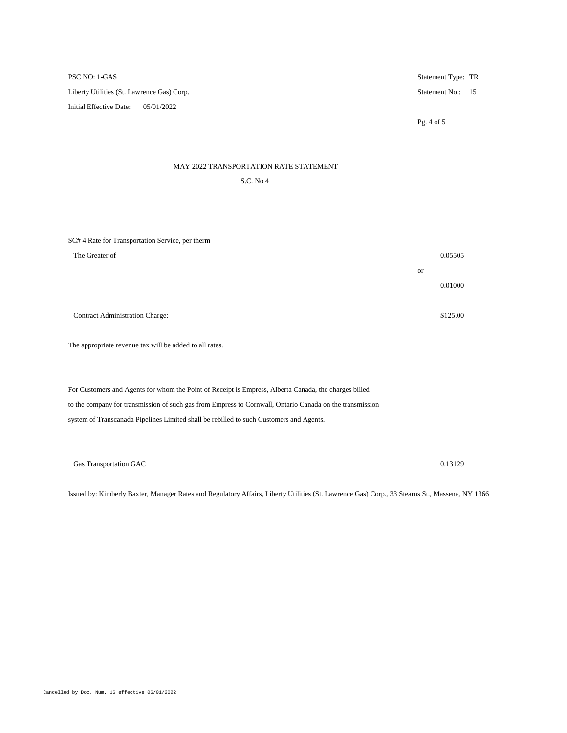PSC NO: 1-GAS

Liberty Utilities (St. Lawrence Gas) Corp.

Initial Effective Date: 05/01/2022

Statement Type: TR

Statement No.: 15

## MAY 2022 TRANSPORTATION RATE STATEMENT

S.C. No 4

SC# 4 Rate for Transportation Service, per therm

| | |
|---|---|
| The Greater of | 0.05505 |
| | or |
| | 0.01000 |
| Contract Administration Charge: | $125.00 |

The appropriate revenue tax will be added to all rates.

For Customers and Agents for whom the Point of Receipt is Empress, Alberta Canada, the charges billed to the company for transmission of such gas from Empress to Cornwall, Ontario Canada on the transmission system of Transcanada Pipelines Limited shall be rebilled to such Customers and Agents.

| | |
|---|---|
| Gas Transportation GAC | 0.13129 |

Issued by: Kimberly Baxter, Manager Rates and Regulatory Affairs, Liberty Utilities (St. Lawrence Gas) Corp., 33 Stearns St., Massena, NY 1366

Cancelled by Doc. Num. 16 effective 06/01/2022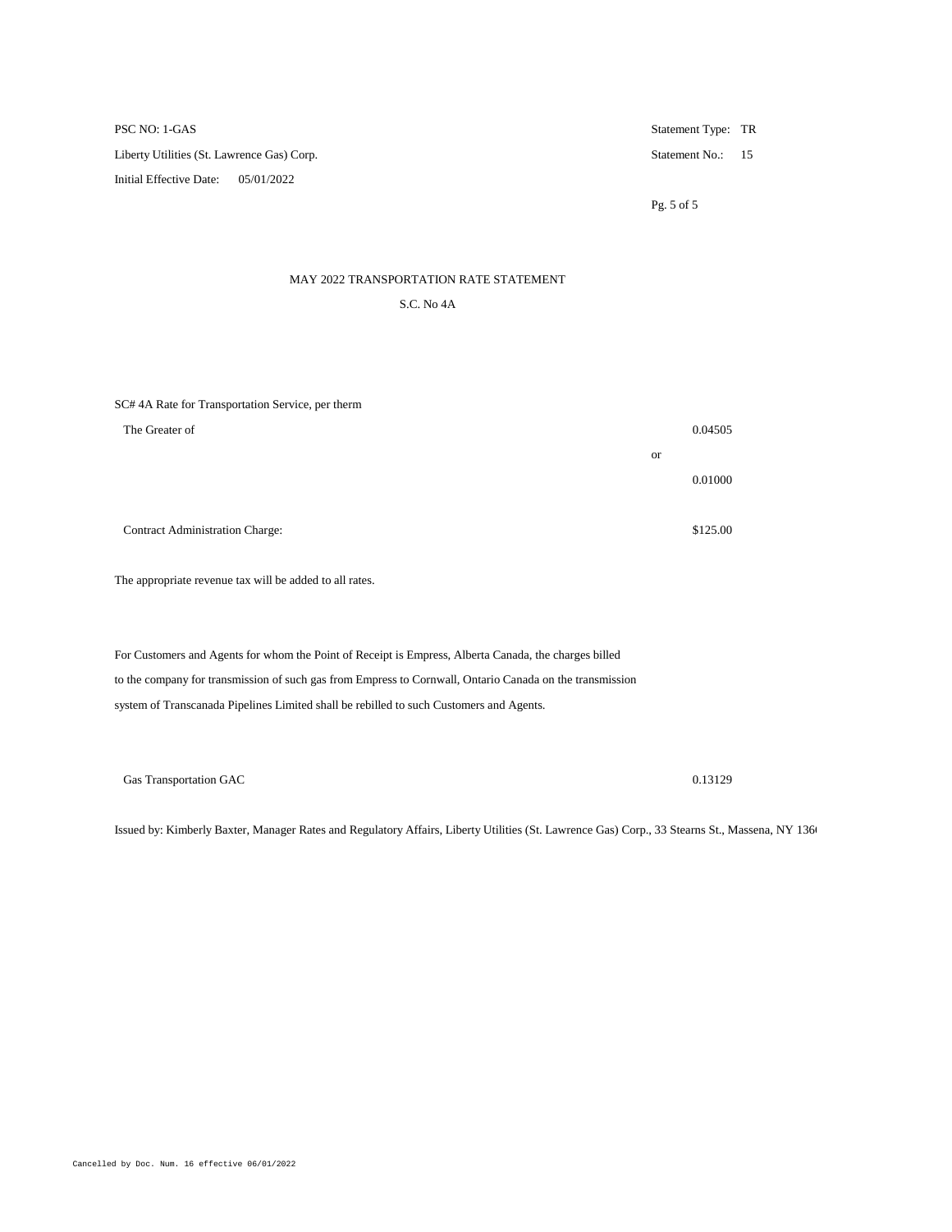PSC NO: 1-GAS

Liberty Utilities (St. Lawrence Gas) Corp.

Initial Effective Date: 05/01/2022

Statement Type: TR

Statement No.: 15

## MAY 2022 TRANSPORTATION RATE STATEMENT

### S.C. No 4A

SC# 4A Rate for Transportation Service, per therm

| | | |
|---|---|---|
| The Greater of | | 0.04505 |
| | or | |
| | | 0.01000 |
| Contract Administration Charge: | | $125.00 |

The appropriate revenue tax will be added to all rates.

For Customers and Agents for whom the Point of Receipt is Empress, Alberta Canada, the charges billed to the company for transmission of such gas from Empress to Cornwall, Ontario Canada on the transmission system of Transcanada Pipelines Limited shall be rebilled to such Customers and Agents.

| | |
|---|---|
| Gas Transportation GAC | 0.13129 |

Issued by: Kimberly Baxter, Manager Rates and Regulatory Affairs, Liberty Utilities (St. Lawrence Gas) Corp., 33 Stearns St., Massena, NY 136

Cancelled by Doc. Num. 16 effective 06/01/2022